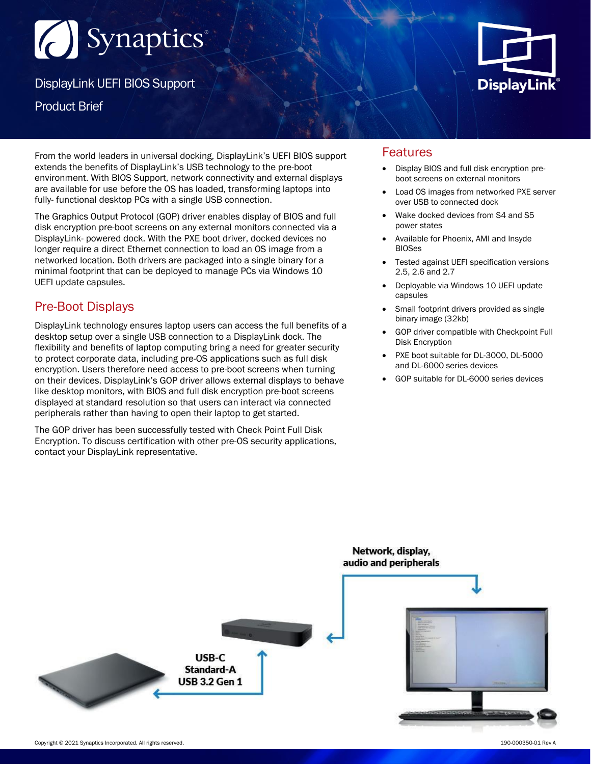# DisplayLink UEFI BIOS Support

Product Brief

From the world leaders in universal docking, DisplayLink's UEFI BIOS support extends the benefits of DisplayLink's USB technology to the pre-boot environment. With BIOS Support, network connectivity and external displays are available for use before the OS has loaded, transforming laptops into fully- functional desktop PCs with a single USB connection.

The Graphics Output Protocol (GOP) driver enables display of BIOS and full disk encryption pre-boot screens on any external monitors connected via a DisplayLink- powered dock. With the PXE boot driver, docked devices no longer require a direct Ethernet connection to load an OS image from a networked location. Both drivers are packaged into a single binary for a minimal footprint that can be deployed to manage PCs via Windows 10 UEFI update capsules.

## Pre-Boot Displays

DisplayLink technology ensures laptop users can access the full benefits of a desktop setup over a single USB connection to a DisplayLink dock. The flexibility and benefits of laptop computing bring a need for greater security to protect corporate data, including pre-OS applications such as full disk encryption. Users therefore need access to pre-boot screens when turning on their devices. DisplayLink's GOP driver allows external displays to behave like desktop monitors, with BIOS and full disk encryption pre-boot screens displayed at standard resolution so that users can interact via connected peripherals rather than having to open their laptop to get started.

The GOP driver has been successfully tested with Check Point Full Disk Encryption. To discuss certification with other pre-OS security applications, contact your DisplayLink representative.

## Features

- Display BIOS and full disk encryption pre-boot screens on external monitors
- Load OS images from networked PXE server over USB to connected dock
- Wake docked devices from S4 and S5 power states
- Available for Phoenix, AMI and Insyde BIOSes
- Tested against UEFI specification versions 2.5, 2.6 and 2.7
- Deployable via Windows 10 UEFI update capsules
- Small footprint drivers provided as single binary image (32kb)
- GOP driver compatible with Checkpoint Full Disk Encryption
- PXE boot suitable for DL-3000, DL-5000 and DL-6000 series devices
- GOP suitable for DL-6000 series devices

Network, display, audio and peripherals

USB-C
Standard-A
USB 3.2 Gen 1

Copyright © 2021 Synaptics Incorporated. All rights reserved.

190-000350-01 Rev A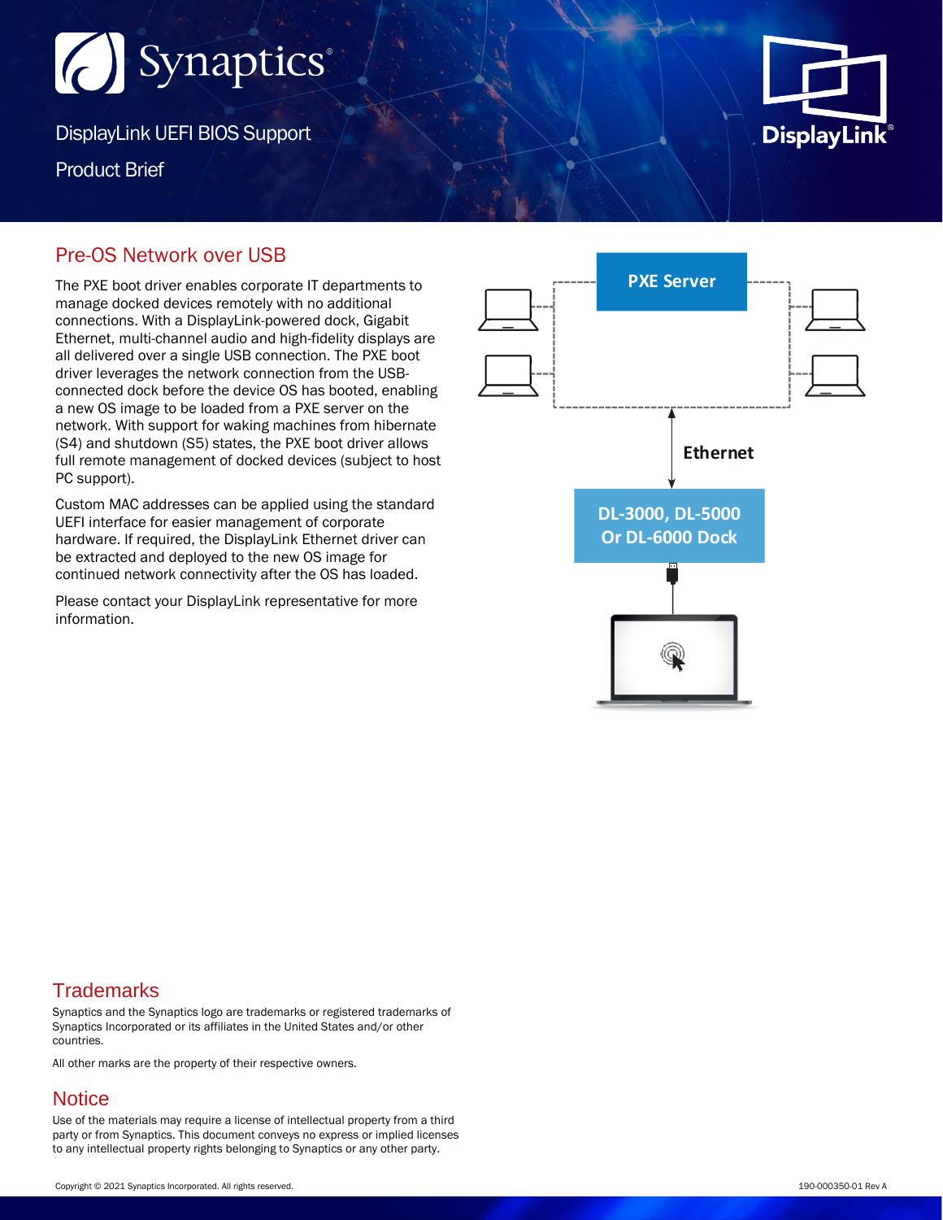DisplayLink UEFI BIOS Support

Product Brief

## Pre-OS Network over USB

The PXE boot driver enables corporate IT departments to manage docked devices remotely with no additional connections. With a DisplayLink-powered dock, Gigabit Ethernet, multi-channel audio and high-fidelity displays are all delivered over a single USB connection. The PXE boot driver leverages the network connection from the USB-connected dock before the device OS has booted, enabling a new OS image to be loaded from a PXE server on the network. With support for waking machines from hibernate (S4) and shutdown (S5) states, the PXE boot driver allows full remote management of docked devices (subject to host PC support).

Custom MAC addresses can be applied using the standard UEFI interface for easier management of corporate hardware. If required, the DisplayLink Ethernet driver can be extracted and deployed to the new OS image for continued network connectivity after the OS has loaded.

Please contact your DisplayLink representative for more information.

PXE Server

Ethernet

DL-3000, DL-5000 Or DL-6000 Dock

## Trademarks

Synaptics and the Synaptics logo are trademarks or registered trademarks of Synaptics Incorporated or its affiliates in the United States and/or other countries.

All other marks are the property of their respective owners.

## Notice

Use of the materials may require a license of intellectual property from a third party or from Synaptics. This document conveys no express or implied licenses to any intellectual property rights belonging to Synaptics or any other party.

Copyright © 2021 Synaptics Incorporated. All rights reserved.

190-000350-01 Rev A